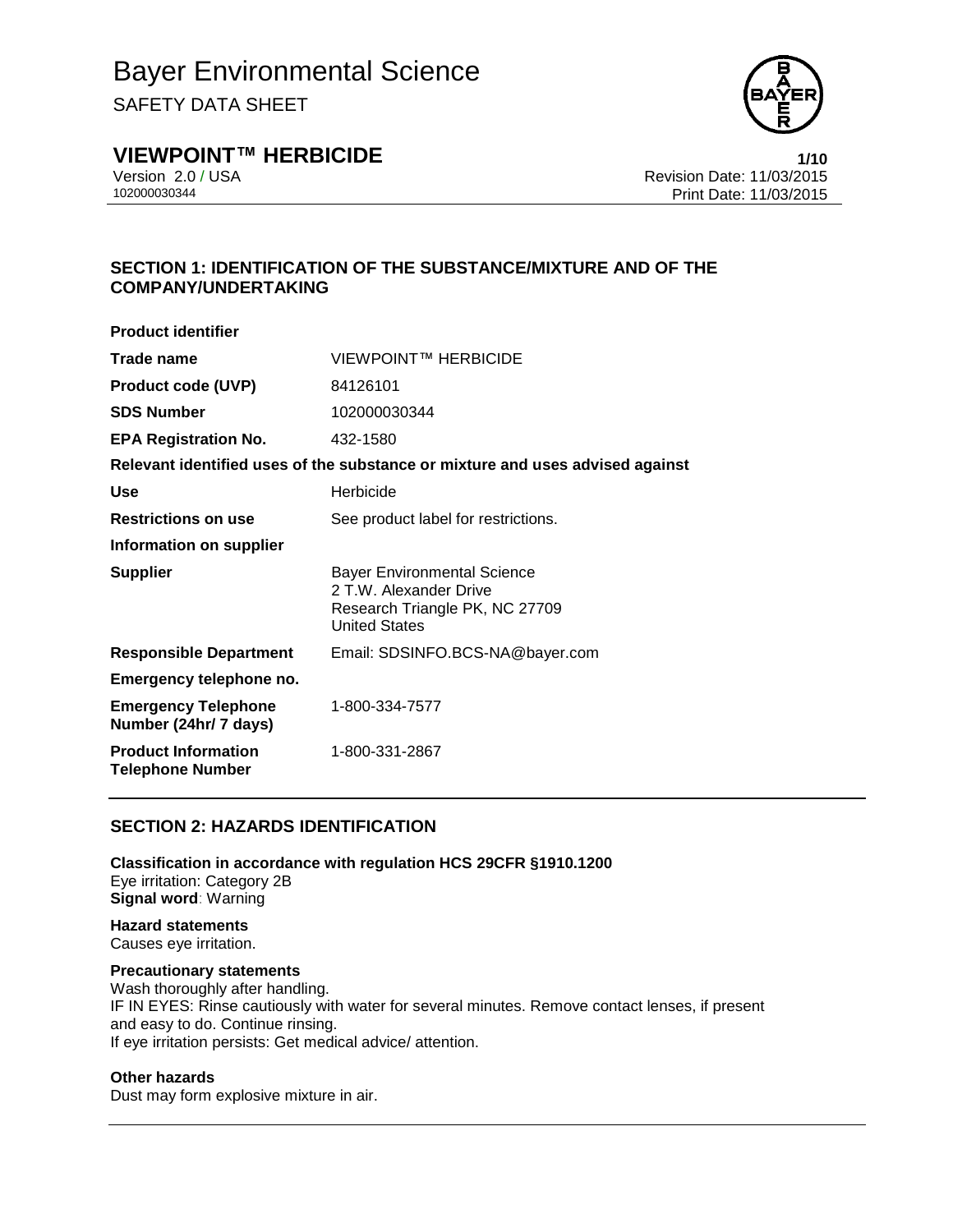# Bayer Environmental Science

SAFETY DATA SHEET

## VIEWPOINT™ HERBICIDE

Version 2.0 / USA
102000030344

Revision Date: 11/03/2015
Print Date: 11/03/2015

## SECTION 1: IDENTIFICATION OF THE SUBSTANCE/MIXTURE AND OF THE COMPANY/UNDERTAKING

**Product identifier**

| | |
|---|---|
| **Trade name** | VIEWPOINT™ HERBICIDE |
| **Product code (UVP)** | 84126101 |
| **SDS Number** | 102000030344 |
| **EPA Registration No.** | 432-1580 |

**Relevant identified uses of the substance or mixture and uses advised against**

| | |
|---|---|
| **Use** | Herbicide |
| **Restrictions on use** | See product label for restrictions. |

**Information on supplier**

| | |
|---|---|
| **Supplier** | Bayer Environmental Science<br>2 T.W. Alexander Drive<br>Research Triangle PK, NC 27709<br>United States |
| **Responsible Department** | Email: SDSINFO.BCS-NA@bayer.com |

**Emergency telephone no.**

| | |
|---|---|
| **Emergency Telephone Number (24hr/ 7 days)** | 1-800-334-7577 |
| **Product Information Telephone Number** | 1-800-331-2867 |

## SECTION 2: HAZARDS IDENTIFICATION

**Classification in accordance with regulation HCS 29CFR §1910.1200**
Eye irritation: Category 2B
**Signal word**: Warning

**Hazard statements**
Causes eye irritation.

**Precautionary statements**
Wash thoroughly after handling.
IF IN EYES: Rinse cautiously with water for several minutes. Remove contact lenses, if present and easy to do. Continue rinsing.
If eye irritation persists: Get medical advice/ attention.

**Other hazards**
Dust may form explosive mixture in air.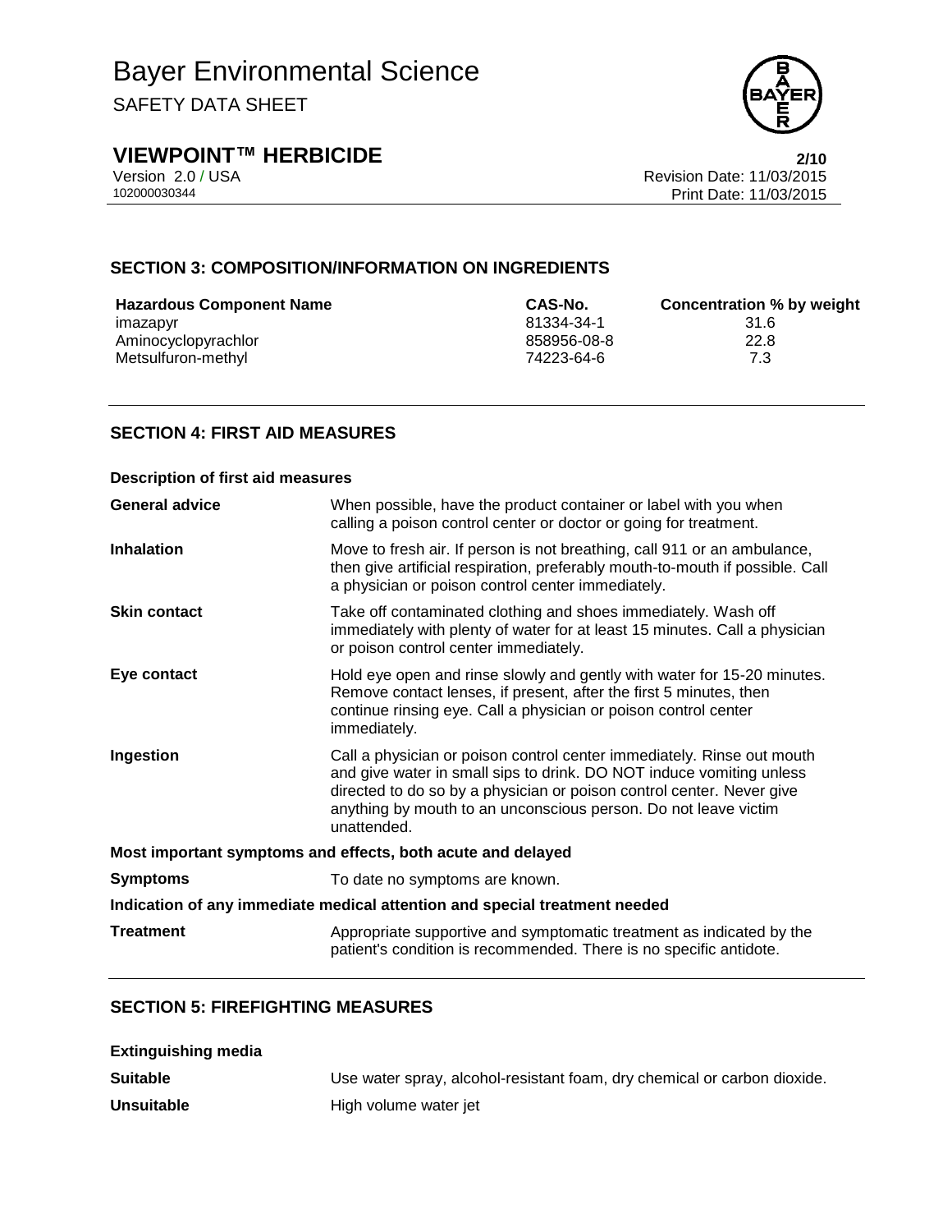## SECTION 3: COMPOSITION/INFORMATION ON INGREDIENTS

| Hazardous Component Name | CAS-No. | Concentration % by weight |
|---|---|---|
| imazapyr | 81334-34-1 | 31.6 |
| Aminocyclopyrachlor | 858956-08-8 | 22.8 |
| Metsulfuron-methyl | 74223-64-6 | 7.3 |

## SECTION 4: FIRST AID MEASURES

**Description of first aid measures**

**General advice** When possible, have the product container or label with you when calling a poison control center or doctor or going for treatment.

**Inhalation** Move to fresh air. If person is not breathing, call 911 or an ambulance, then give artificial respiration, preferably mouth-to-mouth if possible. Call a physician or poison control center immediately.

**Skin contact** Take off contaminated clothing and shoes immediately. Wash off immediately with plenty of water for at least 15 minutes. Call a physician or poison control center immediately.

**Eye contact** Hold eye open and rinse slowly and gently with water for 15-20 minutes. Remove contact lenses, if present, after the first 5 minutes, then continue rinsing eye. Call a physician or poison control center immediately.

**Ingestion** Call a physician or poison control center immediately. Rinse out mouth and give water in small sips to drink. DO NOT induce vomiting unless directed to do so by a physician or poison control center. Never give anything by mouth to an unconscious person. Do not leave victim unattended.

**Most important symptoms and effects, both acute and delayed**

**Symptoms** To date no symptoms are known.

**Indication of any immediate medical attention and special treatment needed**

**Treatment** Appropriate supportive and symptomatic treatment as indicated by the patient's condition is recommended. There is no specific antidote.

## SECTION 5: FIREFIGHTING MEASURES

**Extinguishing media**

**Suitable** Use water spray, alcohol-resistant foam, dry chemical or carbon dioxide.

**Unsuitable** High volume water jet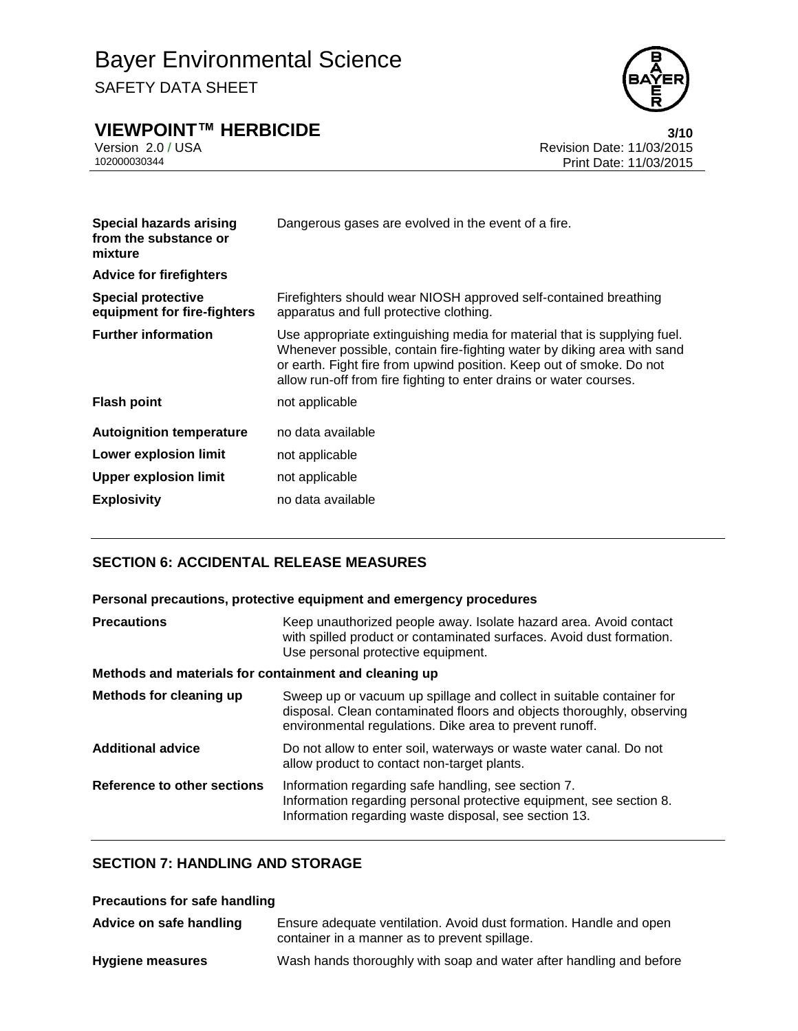| | |
|---|---|
| **Special hazards arising from the substance or mixture** | Dangerous gases are evolved in the event of a fire. |
| **Advice for firefighters** | |
| **Special protective equipment for fire-fighters** | Firefighters should wear NIOSH approved self-contained breathing apparatus and full protective clothing. |
| **Further information** | Use appropriate extinguishing media for material that is supplying fuel. Whenever possible, contain fire-fighting water by diking area with sand or earth. Fight fire from upwind position. Keep out of smoke. Do not allow run-off from fire fighting to enter drains or water courses. |
| **Flash point** | not applicable |
| **Autoignition temperature** | no data available |
| **Lower explosion limit** | not applicable |
| **Upper explosion limit** | not applicable |
| **Explosivity** | no data available |

## SECTION 6: ACCIDENTAL RELEASE MEASURES

**Personal precautions, protective equipment and emergency procedures**

| | |
|---|---|
| **Precautions** | Keep unauthorized people away. Isolate hazard area. Avoid contact with spilled product or contaminated surfaces. Avoid dust formation. Use personal protective equipment. |

**Methods and materials for containment and cleaning up**

| | |
|---|---|
| **Methods for cleaning up** | Sweep up or vacuum up spillage and collect in suitable container for disposal. Clean contaminated floors and objects thoroughly, observing environmental regulations. Dike area to prevent runoff. |
| **Additional advice** | Do not allow to enter soil, waterways or waste water canal. Do not allow product to contact non-target plants. |
| **Reference to other sections** | Information regarding safe handling, see section 7.<br>Information regarding personal protective equipment, see section 8.<br>Information regarding waste disposal, see section 13. |

## SECTION 7: HANDLING AND STORAGE

**Precautions for safe handling**

| | |
|---|---|
| **Advice on safe handling** | Ensure adequate ventilation. Avoid dust formation. Handle and open container in a manner as to prevent spillage. |
| **Hygiene measures** | Wash hands thoroughly with soap and water after handling and before |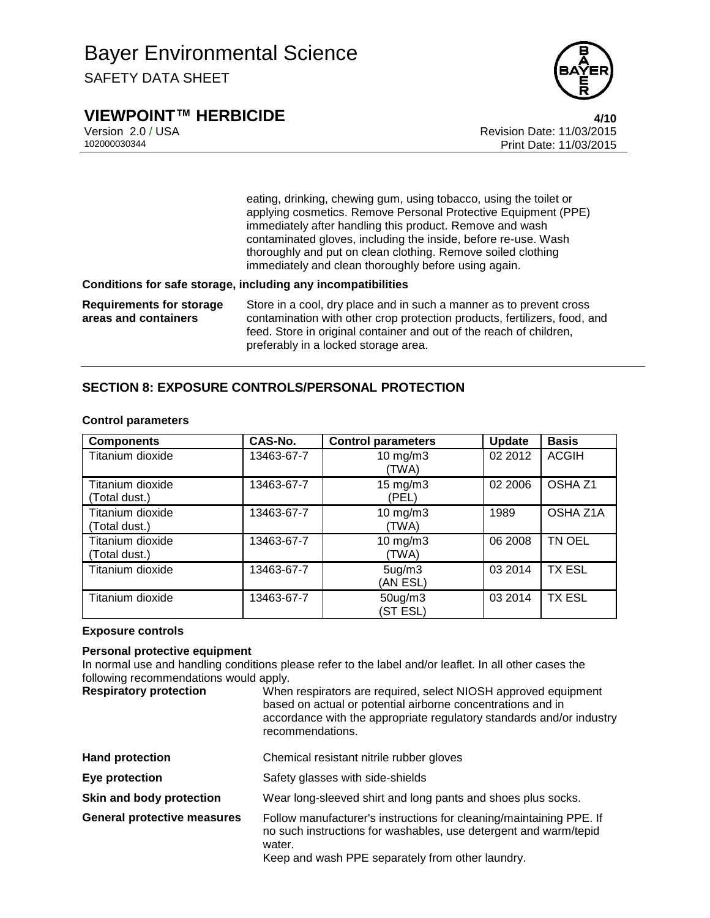eating, drinking, chewing gum, using tobacco, using the toilet or applying cosmetics. Remove Personal Protective Equipment (PPE) immediately after handling this product. Remove and wash contaminated gloves, including the inside, before re-use. Wash thoroughly and put on clean clothing. Remove soiled clothing immediately and clean thoroughly before using again.

**Conditions for safe storage, including any incompatibilities**

**Requirements for storage areas and containers**

Store in a cool, dry place and in such a manner as to prevent cross contamination with other crop protection products, fertilizers, food, and feed. Store in original container and out of the reach of children, preferably in a locked storage area.

## SECTION 8: EXPOSURE CONTROLS/PERSONAL PROTECTION

**Control parameters**

| Components | CAS-No. | Control parameters | Update | Basis |
|---|---|---|---|---|
| Titanium dioxide | 13463-67-7 | 10 mg/m3 (TWA) | 02 2012 | ACGIH |
| Titanium dioxide (Total dust.) | 13463-67-7 | 15 mg/m3 (PEL) | 02 2006 | OSHA Z1 |
| Titanium dioxide (Total dust.) | 13463-67-7 | 10 mg/m3 (TWA) | 1989 | OSHA Z1A |
| Titanium dioxide (Total dust.) | 13463-67-7 | 10 mg/m3 (TWA) | 06 2008 | TN OEL |
| Titanium dioxide | 13463-67-7 | 5ug/m3 (AN ESL) | 03 2014 | TX ESL |
| Titanium dioxide | 13463-67-7 | 50ug/m3 (ST ESL) | 03 2014 | TX ESL |

**Exposure controls**

**Personal protective equipment**

In normal use and handling conditions please refer to the label and/or leaflet. In all other cases the following recommendations would apply.

**Respiratory protection**

When respirators are required, select NIOSH approved equipment based on actual or potential airborne concentrations and in accordance with the appropriate regulatory standards and/or industry recommendations.

**Hand protection**

Chemical resistant nitrile rubber gloves

**Eye protection**

Safety glasses with side-shields

**Skin and body protection**

Wear long-sleeved shirt and long pants and shoes plus socks.

**General protective measures**

Follow manufacturer's instructions for cleaning/maintaining PPE. If no such instructions for washables, use detergent and warm/tepid water.
Keep and wash PPE separately from other laundry.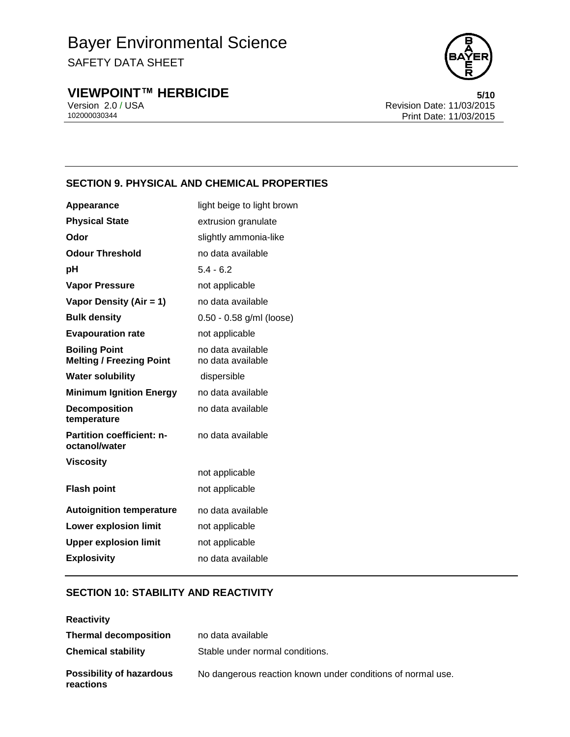## SECTION 9. PHYSICAL AND CHEMICAL PROPERTIES

| | |
|---|---|
| **Appearance** | light beige to light brown |
| **Physical State** | extrusion granulate |
| **Odor** | slightly ammonia-like |
| **Odour Threshold** | no data available |
| **pH** | 5.4 - 6.2 |
| **Vapor Pressure** | not applicable |
| **Vapor Density (Air = 1)** | no data available |
| **Bulk density** | 0.50 - 0.58 g/ml (loose) |
| **Evapouration rate** | not applicable |
| **Boiling Point** | no data available |
| **Melting / Freezing Point** | no data available |
| **Water solubility** | dispersible |
| **Minimum Ignition Energy** | no data available |
| **Decomposition temperature** | no data available |
| **Partition coefficient: n-octanol/water** | no data available |
| **Viscosity** | not applicable |
| **Flash point** | not applicable |
| **Autoignition temperature** | no data available |
| **Lower explosion limit** | not applicable |
| **Upper explosion limit** | not applicable |
| **Explosivity** | no data available |

## SECTION 10: STABILITY AND REACTIVITY

**Reactivity**

| | |
|---|---|
| **Thermal decomposition** | no data available |
| **Chemical stability** | Stable under normal conditions. |
| **Possibility of hazardous reactions** | No dangerous reaction known under conditions of normal use. |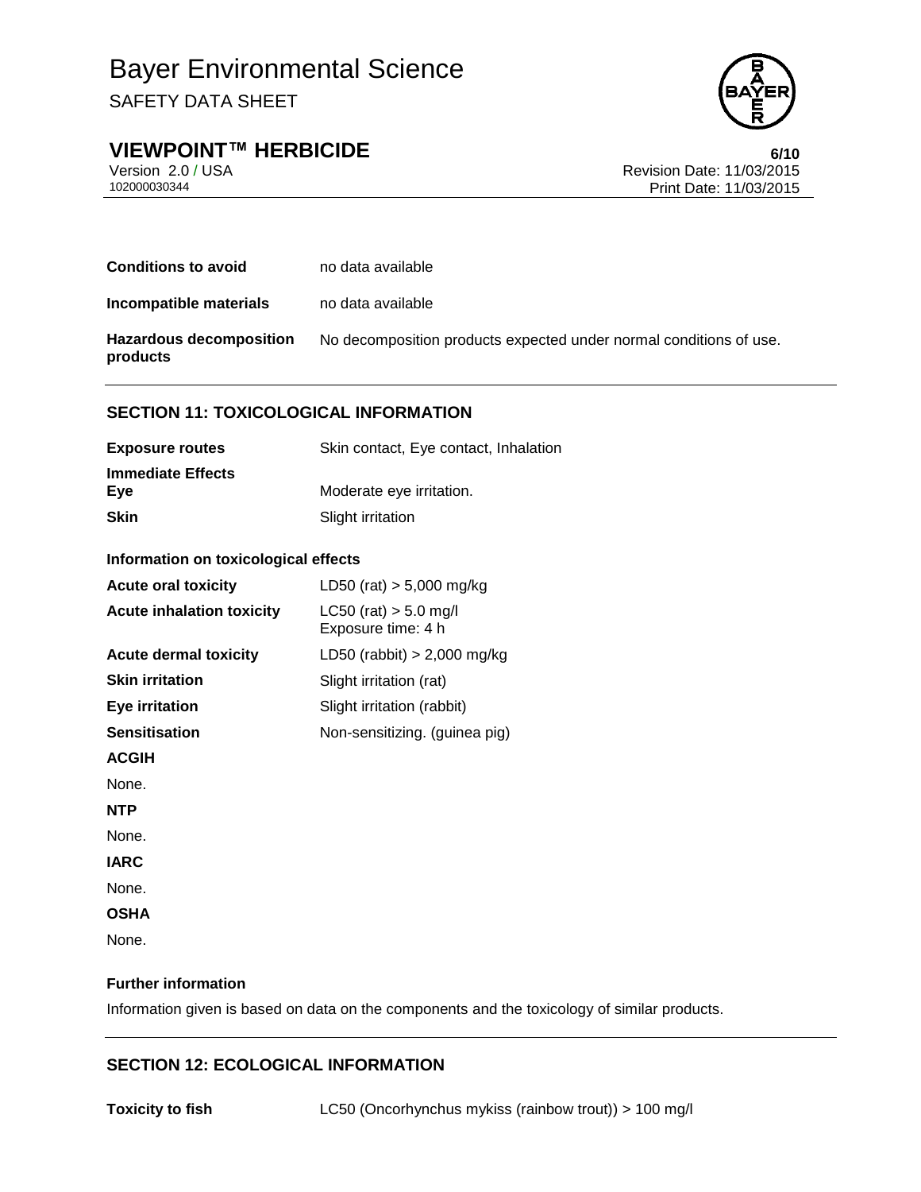| | |
|---|---|
| **Conditions to avoid** | no data available |
| **Incompatible materials** | no data available |
| **Hazardous decomposition products** | No decomposition products expected under normal conditions of use. |

## SECTION 11: TOXICOLOGICAL INFORMATION

| | |
|---|---|
| **Exposure routes** | Skin contact, Eye contact, Inhalation |
| **Immediate Effects** | |
| **Eye** | Moderate eye irritation. |
| **Skin** | Slight irritation |

**Information on toxicological effects**

| | |
|---|---|
| **Acute oral toxicity** | LD50 (rat) > 5,000 mg/kg |
| **Acute inhalation toxicity** | LC50 (rat) > 5.0 mg/l<br>Exposure time: 4 h |
| **Acute dermal toxicity** | LD50 (rabbit) > 2,000 mg/kg |
| **Skin irritation** | Slight irritation (rat) |
| **Eye irritation** | Slight irritation (rabbit) |
| **Sensitisation** | Non-sensitizing. (guinea pig) |

**ACGIH**

None.

**NTP**

None.

**IARC**

None.

**OSHA**

None.

**Further information**

Information given is based on data on the components and the toxicology of similar products.

## SECTION 12: ECOLOGICAL INFORMATION

| | |
|---|---|
| **Toxicity to fish** | LC50 (Oncorhynchus mykiss (rainbow trout)) > 100 mg/l |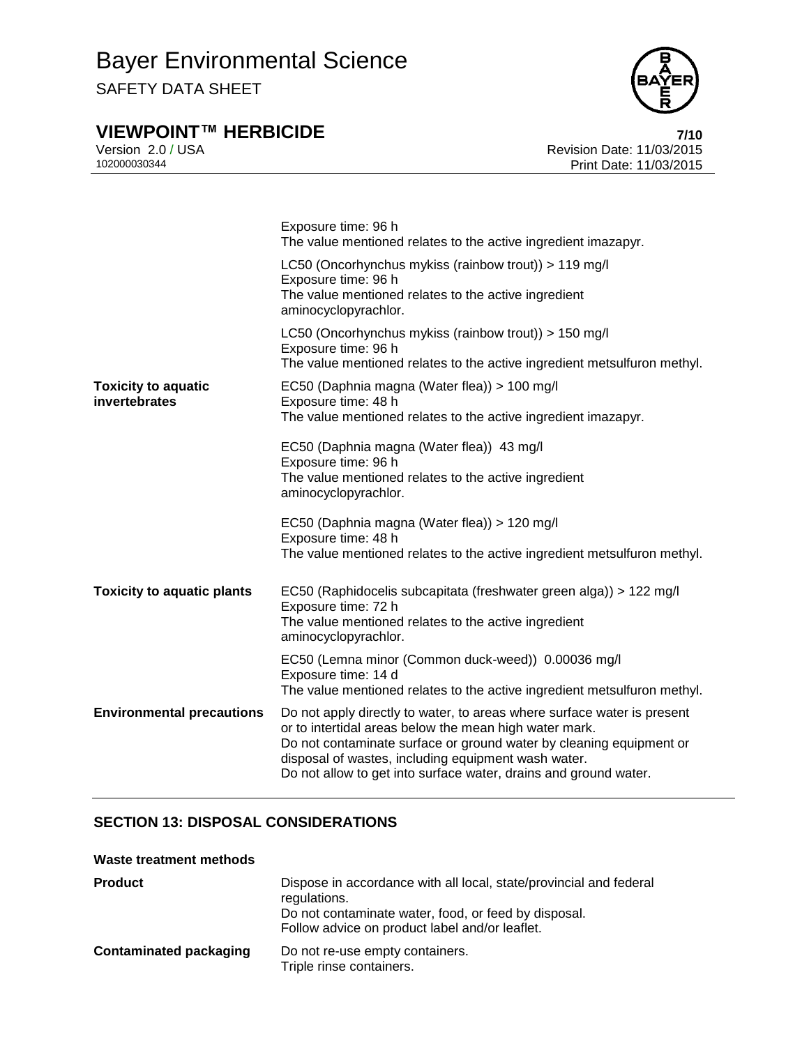| | |
|---|---|
| | Exposure time: 96 h<br>The value mentioned relates to the active ingredient imazapyr. |
| | LC50 (Oncorhynchus mykiss (rainbow trout)) > 119 mg/l<br>Exposure time: 96 h<br>The value mentioned relates to the active ingredient aminocyclopyrachlor. |
| | LC50 (Oncorhynchus mykiss (rainbow trout)) > 150 mg/l<br>Exposure time: 96 h<br>The value mentioned relates to the active ingredient metsulfuron methyl. |
| **Toxicity to aquatic invertebrates** | EC50 (Daphnia magna (Water flea)) > 100 mg/l<br>Exposure time: 48 h<br>The value mentioned relates to the active ingredient imazapyr. |
| | EC50 (Daphnia magna (Water flea)) 43 mg/l<br>Exposure time: 96 h<br>The value mentioned relates to the active ingredient aminocyclopyrachlor. |
| | EC50 (Daphnia magna (Water flea)) > 120 mg/l<br>Exposure time: 48 h<br>The value mentioned relates to the active ingredient metsulfuron methyl. |
| **Toxicity to aquatic plants** | EC50 (Raphidocelis subcapitata (freshwater green alga)) > 122 mg/l<br>Exposure time: 72 h<br>The value mentioned relates to the active ingredient aminocyclopyrachlor. |
| | EC50 (Lemna minor (Common duck-weed)) 0.00036 mg/l<br>Exposure time: 14 d<br>The value mentioned relates to the active ingredient metsulfuron methyl. |
| **Environmental precautions** | Do not apply directly to water, to areas where surface water is present or to intertidal areas below the mean high water mark.<br>Do not contaminate surface or ground water by cleaning equipment or disposal of wastes, including equipment wash water.<br>Do not allow to get into surface water, drains and ground water. |

## SECTION 13: DISPOSAL CONSIDERATIONS

**Waste treatment methods**

| | |
|---|---|
| **Product** | Dispose in accordance with all local, state/provincial and federal regulations.<br>Do not contaminate water, food, or feed by disposal.<br>Follow advice on product label and/or leaflet. |
| **Contaminated packaging** | Do not re-use empty containers.<br>Triple rinse containers. |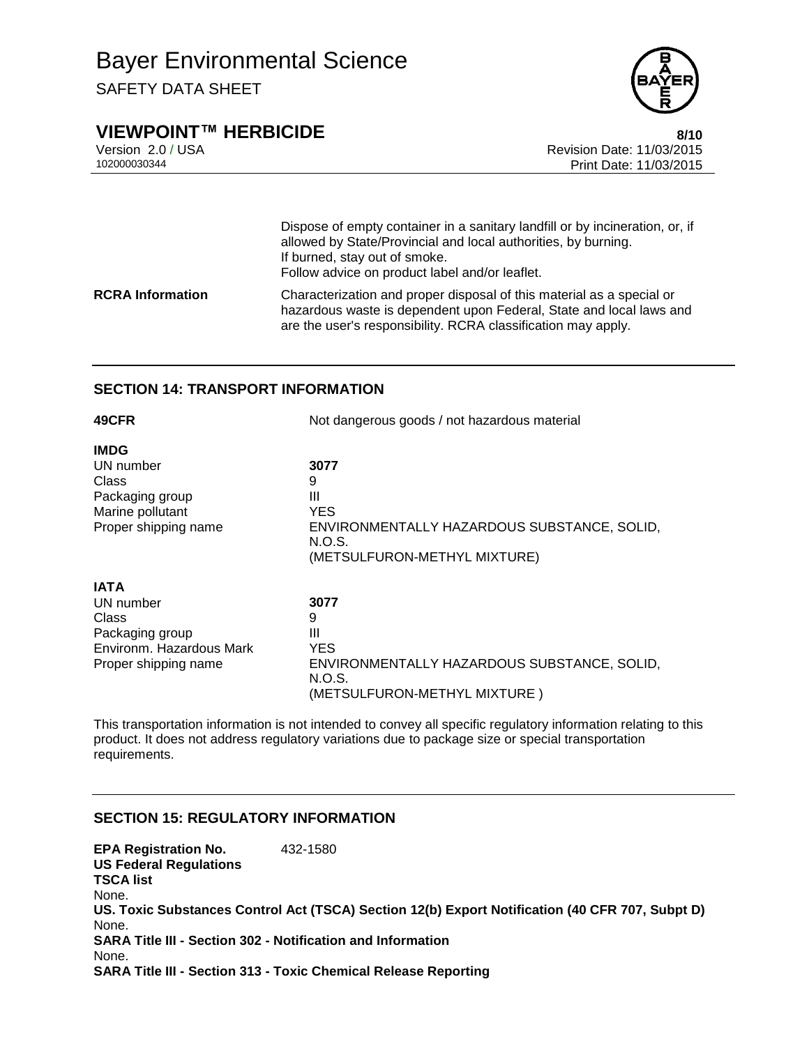| | |
|---|---|
| | Dispose of empty container in a sanitary landfill or by incineration, or, if allowed by State/Provincial and local authorities, by burning. If burned, stay out of smoke. Follow advice on product label and/or leaflet. |
| **RCRA Information** | Characterization and proper disposal of this material as a special or hazardous waste is dependent upon Federal, State and local laws and are the user's responsibility. RCRA classification may apply. |

## SECTION 14: TRANSPORT INFORMATION

| | |
|---|---|
| **49CFR** | Not dangerous goods / not hazardous material |

**IMDG**

| | |
|---|---|
| UN number | **3077** |
| Class | 9 |
| Packaging group | III |
| Marine pollutant | YES |
| Proper shipping name | ENVIRONMENTALLY HAZARDOUS SUBSTANCE, SOLID, N.O.S. (METSULFURON-METHYL MIXTURE) |

**IATA**

| | |
|---|---|
| UN number | **3077** |
| Class | 9 |
| Packaging group | III |
| Environm. Hazardous Mark | YES |
| Proper shipping name | ENVIRONMENTALLY HAZARDOUS SUBSTANCE, SOLID, N.O.S. (METSULFURON-METHYL MIXTURE ) |

This transportation information is not intended to convey all specific regulatory information relating to this product. It does not address regulatory variations due to package size or special transportation requirements.

## SECTION 15: REGULATORY INFORMATION

**EPA Registration No.** 432-1580

**US Federal Regulations**

**TSCA list**

None.

**US. Toxic Substances Control Act (TSCA) Section 12(b) Export Notification (40 CFR 707, Subpt D)**

None.

**SARA Title III - Section 302 - Notification and Information**

None.

**SARA Title III - Section 313 - Toxic Chemical Release Reporting**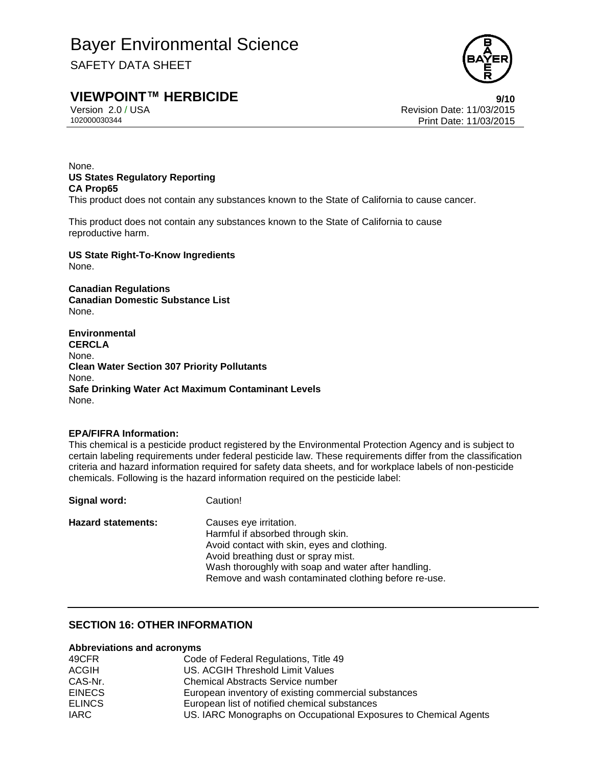None.

**US States Regulatory Reporting**

**CA Prop65**

This product does not contain any substances known to the State of California to cause cancer.

This product does not contain any substances known to the State of California to cause reproductive harm.

**US State Right-To-Know Ingredients**

None.

**Canadian Regulations**

**Canadian Domestic Substance List**

None.

**Environmental**

**CERCLA**

None.

**Clean Water Section 307 Priority Pollutants**

None.

**Safe Drinking Water Act Maximum Contaminant Levels**

None.

**EPA/FIFRA Information:**

This chemical is a pesticide product registered by the Environmental Protection Agency and is subject to certain labeling requirements under federal pesticide law. These requirements differ from the classification criteria and hazard information required for safety data sheets, and for workplace labels of non-pesticide chemicals. Following is the hazard information required on the pesticide label:

**Signal word:** Caution!

**Hazard statements:**
Causes eye irritation.
Harmful if absorbed through skin.
Avoid contact with skin, eyes and clothing.
Avoid breathing dust or spray mist.
Wash thoroughly with soap and water after handling.
Remove and wash contaminated clothing before re-use.

## SECTION 16: OTHER INFORMATION

**Abbreviations and acronyms**

| | |
|---|---|
| 49CFR | Code of Federal Regulations, Title 49 |
| ACGIH | US. ACGIH Threshold Limit Values |
| CAS-Nr. | Chemical Abstracts Service number |
| EINECS | European inventory of existing commercial substances |
| ELINCS | European list of notified chemical substances |
| IARC | US. IARC Monographs on Occupational Exposures to Chemical Agents |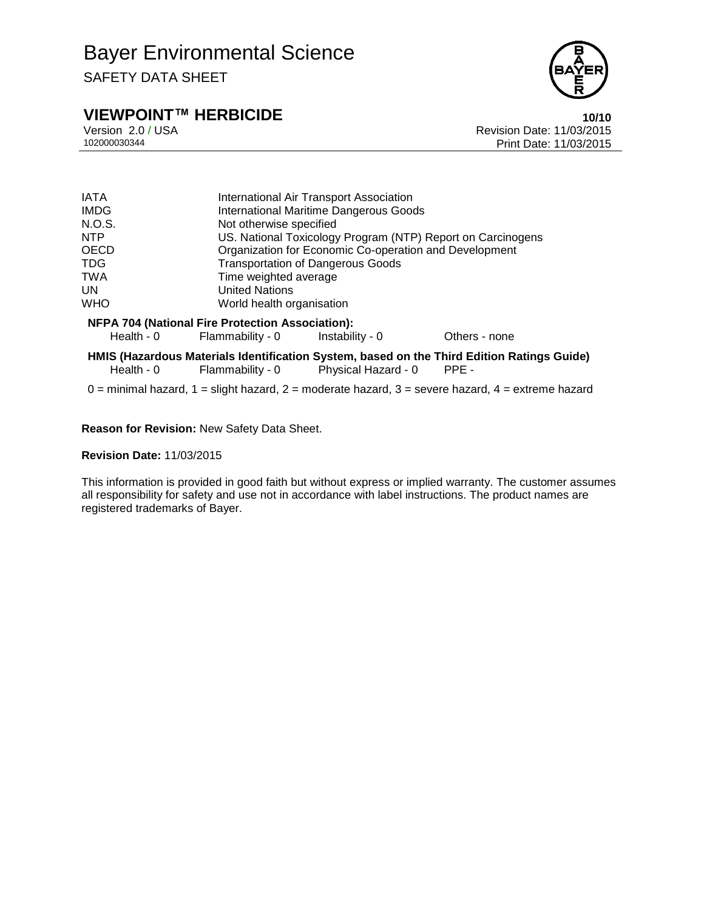| | |
|---|---|
| IATA | International Air Transport Association |
| IMDG | International Maritime Dangerous Goods |
| N.O.S. | Not otherwise specified |
| NTP | US. National Toxicology Program (NTP) Report on Carcinogens |
| OECD | Organization for Economic Co-operation and Development |
| TDG | Transportation of Dangerous Goods |
| TWA | Time weighted average |
| UN | United Nations |
| WHO | World health organisation |

**NFPA 704 (National Fire Protection Association):**

| | | | |
|---|---|---|---|
| Health - 0 | Flammability - 0 | Instability - 0 | Others - none |

**HMIS (Hazardous Materials Identification System, based on the Third Edition Ratings Guide)**

| | | | |
|---|---|---|---|
| Health - 0 | Flammability - 0 | Physical Hazard - 0 | PPE - |

0 = minimal hazard, 1 = slight hazard, 2 = moderate hazard, 3 = severe hazard, 4 = extreme hazard

**Reason for Revision:** New Safety Data Sheet.

**Revision Date:** 11/03/2015

This information is provided in good faith but without express or implied warranty. The customer assumes all responsibility for safety and use not in accordance with label instructions. The product names are registered trademarks of Bayer.